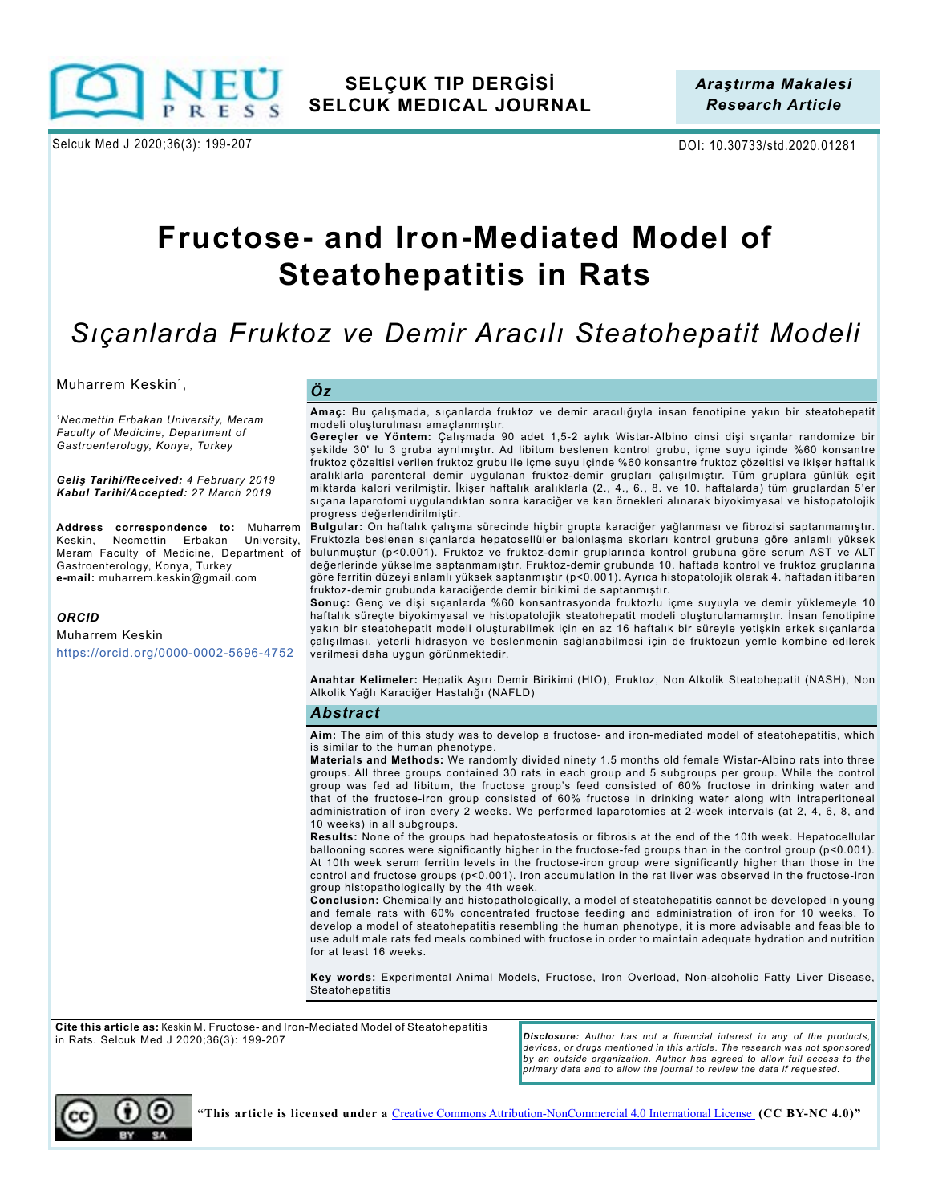SELÇUK TIP DERGİSİ
SELCUK MEDICAL JOURNAL

*Araştırma Makalesi*
*Research Article*

Selcuk Med J 2020;36(3): 199-207

DOI: 10.30733/std.2020.01281

# Fructose- and Iron-Mediated Model of Steatohepatitis in Rats

## *Sıçanlarda Fruktoz ve Demir Aracılı Steatohepatit Modeli*

Muharrem Keskin[1],

*[1]Necmettin Erbakan University, Meram Faculty of Medicine, Department of Gastroenterology, Konya, Turkey*

***Geliş Tarihi/Received:*** *4 February 2019*
***Kabul Tarihi/Accepted:*** *27 March 2019*

**Address correspondence to:** Muharrem Keskin, Necmettin Erbakan University, Meram Faculty of Medicine, Department of Gastroenterology, Konya, Turkey
**e-mail:** muharrem.keskin@gmail.com

***ORCID***
Muharrem Keskin
https://orcid.org/0000-0002-5696-4752

### *Öz*

**Amaç:** Bu çalışmada, sıçanlarda fruktoz ve demir aracılığıyla insan fenotipine yakın bir steatohepatit modeli oluşturulması amaçlanmıştır.
**Gereçler ve Yöntem:** Çalışmada 90 adet 1,5-2 aylık Wistar-Albino cinsi dişi sıçanlar randomize bir şekilde 30' lu 3 gruba ayrılmıştır. Ad libitum beslenen kontrol grubu, içme suyu içinde %60 konsantre fruktoz çözeltisi verilen fruktoz grubu ile içme suyu içinde %60 konsantre fruktoz çözeltisi ve ikişer haftalık aralıklarla parenteral demir uygulanan fruktoz-demir grupları çalışılmıştır. Tüm gruplara günlük eşit miktarda kalori verilmiştir. İkişer haftalık aralıklarla (2., 4., 6., 8. ve 10. haftalarda) tüm gruplardan 5'er sıçana laparotomi uygulandıktan sonra karaciğer ve kan örnekleri alınarak biyokimyasal ve histopatolojik progress değerlendirilmiştir.
**Bulgular:** On haftalık çalışma sürecinde hiçbir grupta karaciğer yağlanması ve fibrozisi saptanmamıştır. Fruktozla beslenen sıçanlarda hepatosellüler balonlaşma skorları kontrol grubuna göre anlamlı yüksek bulunmuştur (p<0.001). Fruktoz ve fruktoz-demir gruplarında kontrol grubuna göre serum AST ve ALT değerlerinde yükselme saptanmamıştır. Fruktoz-demir grubunda 10. haftada kontrol ve fruktoz gruplarına göre ferritin düzeyi anlamlı yüksek saptanmıştır (p<0.001). Ayrıca histopatolojik olarak 4. haftadan itibaren fruktoz-demir grubunda karaciğerde demir birikimi de saptanmıştır.
**Sonuç:** Genç ve dişi sıçanlarda %60 konsantrasyonda fruktozlu içme suyuyla ve demir yüklemeyle 10 haftalık süreçte biyokimyasal ve histopatolojik steatohepatit modeli oluşturulamamıştır. İnsan fenotipine yakın bir steatohepatit modeli oluşturabilmek için en az 16 haftalık bir süreyle yetişkin erkek sıçanlarda çalışılması, yeterli hidrasyon ve beslenmenin sağlanabilmesi için de fruktozun yemle kombine edilerek verilmesi daha uygun görünmektedir.

**Anahtar Kelimeler:** Hepatik Aşırı Demir Birikimi (HIO), Fruktoz, Non Alkolik Steatohepatit (NASH), Non Alkolik Yağlı Karaciğer Hastalığı (NAFLD)

### *Abstract*

**Aim:** The aim of this study was to develop a fructose- and iron-mediated model of steatohepatitis, which is similar to the human phenotype.
**Materials and Methods:** We randomly divided ninety 1.5 months old female Wistar-Albino rats into three groups. All three groups contained 30 rats in each group and 5 subgroups per group. While the control group was fed ad libitum, the fructose group's feed consisted of 60% fructose in drinking water and that of the fructose-iron group consisted of 60% fructose in drinking water along with intraperitoneal administration of iron every 2 weeks. We performed laparotomies at 2-week intervals (at 2, 4, 6, 8, and 10 weeks) in all subgroups.
**Results:** None of the groups had hepatosteatosis or fibrosis at the end of the 10th week. Hepatocellular ballooning scores were significantly higher in the fructose-fed groups than in the control group (p<0.001). At 10th week serum ferritin levels in the fructose-iron group were significantly higher than those in the control and fructose groups (p<0.001). Iron accumulation in the rat liver was observed in the fructose-iron group histopathologically by the 4th week.
**Conclusion:** Chemically and histopathologically, a model of steatohepatitis cannot be developed in young and female rats with 60% concentrated fructose feeding and administration of iron for 10 weeks. To develop a model of steatohepatitis resembling the human phenotype, it is more advisable and feasible to use adult male rats fed meals combined with fructose in order to maintain adequate hydration and nutrition for at least 16 weeks.

**Key words:** Experimental Animal Models, Fructose, Iron Overload, Non-alcoholic Fatty Liver Disease, Steatohepatitis

**Cite this article as:** Keskin M. Fructose- and Iron-Mediated Model of Steatohepatitis in Rats. Selcuk Med J 2020;36(3): 199-207

***Disclosure:*** *Author has not a financial interest in any of the products, devices, or drugs mentioned in this article. The research was not sponsored by an outside organization. Author has agreed to allow full access to the primary data and to allow the journal to review the data if requested.*

**"This article is licensed under a** Creative Commons Attribution-NonCommercial 4.0 International License **(CC BY-NC 4.0)"**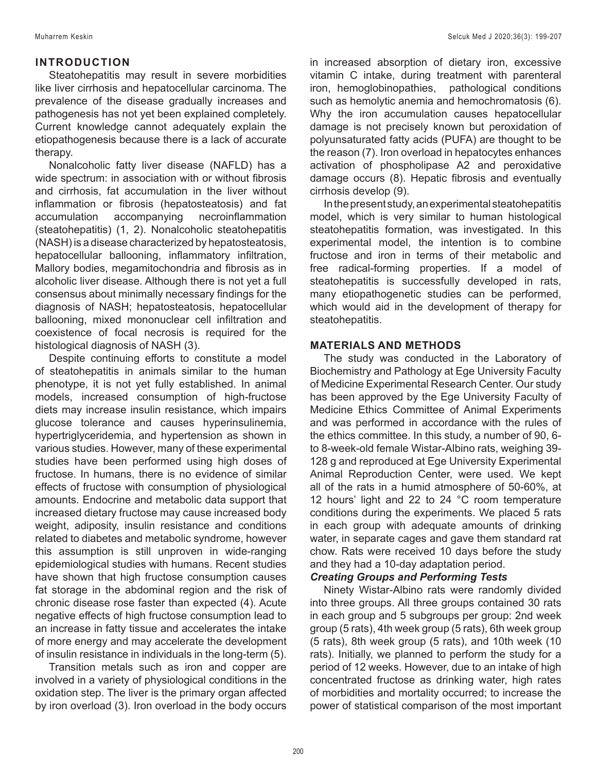## INTRODUCTION

Steatohepatitis may result in severe morbidities like liver cirrhosis and hepatocellular carcinoma. The prevalence of the disease gradually increases and pathogenesis has not yet been explained completely. Current knowledge cannot adequately explain the etiopathogenesis because there is a lack of accurate therapy.

Nonalcoholic fatty liver disease (NAFLD) has a wide spectrum: in association with or without fibrosis and cirrhosis, fat accumulation in the liver without inflammation or fibrosis (hepatosteatosis) and fat accumulation accompanying necroinflammation (steatohepatitis) (1, 2). Nonalcoholic steatohepatitis (NASH) is a disease characterized by hepatosteatosis, hepatocellular ballooning, inflammatory infiltration, Mallory bodies, megamitochondria and fibrosis as in alcoholic liver disease. Although there is not yet a full consensus about minimally necessary findings for the diagnosis of NASH; hepatosteatosis, hepatocellular ballooning, mixed mononuclear cell infiltration and coexistence of focal necrosis is required for the histological diagnosis of NASH (3).

Despite continuing efforts to constitute a model of steatohepatitis in animals similar to the human phenotype, it is not yet fully established. In animal models, increased consumption of high-fructose diets may increase insulin resistance, which impairs glucose tolerance and causes hyperinsulinemia, hypertriglyceridemia, and hypertension as shown in various studies. However, many of these experimental studies have been performed using high doses of fructose. In humans, there is no evidence of similar effects of fructose with consumption of physiological amounts. Endocrine and metabolic data support that increased dietary fructose may cause increased body weight, adiposity, insulin resistance and conditions related to diabetes and metabolic syndrome, however this assumption is still unproven in wide-ranging epidemiological studies with humans. Recent studies have shown that high fructose consumption causes fat storage in the abdominal region and the risk of chronic disease rose faster than expected (4). Acute negative effects of high fructose consumption lead to an increase in fatty tissue and accelerates the intake of more energy and may accelerate the development of insulin resistance in individuals in the long-term (5).

Transition metals such as iron and copper are involved in a variety of physiological conditions in the oxidation step. The liver is the primary organ affected by iron overload (3). Iron overload in the body occurs in increased absorption of dietary iron, excessive vitamin C intake, during treatment with parenteral iron, hemoglobinopathies, pathological conditions such as hemolytic anemia and hemochromatosis (6). Why the iron accumulation causes hepatocellular damage is not precisely known but peroxidation of polyunsaturated fatty acids (PUFA) are thought to be the reason (7). Iron overload in hepatocytes enhances activation of phospholipase A2 and peroxidative damage occurs (8). Hepatic fibrosis and eventually cirrhosis develop (9).

In the present study, an experimental steatohepatitis model, which is very similar to human histological steatohepatitis formation, was investigated. In this experimental model, the intention is to combine fructose and iron in terms of their metabolic and free radical-forming properties. If a model of steatohepatitis is successfully developed in rats, many etiopathogenetic studies can be performed, which would aid in the development of therapy for steatohepatitis.

## MATERIALS AND METHODS

The study was conducted in the Laboratory of Biochemistry and Pathology at Ege University Faculty of Medicine Experimental Research Center. Our study has been approved by the Ege University Faculty of Medicine Ethics Committee of Animal Experiments and was performed in accordance with the rules of the ethics committee. In this study, a number of 90, 6- to 8-week-old female Wistar-Albino rats, weighing 39-128 g and reproduced at Ege University Experimental Animal Reproduction Center, were used. We kept all of the rats in a humid atmosphere of 50-60%, at 12 hours' light and 22 to 24 °C room temperature conditions during the experiments. We placed 5 rats in each group with adequate amounts of drinking water, in separate cages and gave them standard rat chow. Rats were received 10 days before the study and they had a 10-day adaptation period.

### *Creating Groups and Performing Tests*

Ninety Wistar-Albino rats were randomly divided into three groups. All three groups contained 30 rats in each group and 5 subgroups per group: 2nd week group (5 rats), 4th week group (5 rats), 6th week group (5 rats), 8th week group (5 rats), and 10th week (10 rats). Initially, we planned to perform the study for a period of 12 weeks. However, due to an intake of high concentrated fructose as drinking water, high rates of morbidities and mortality occurred; to increase the power of statistical comparison of the most important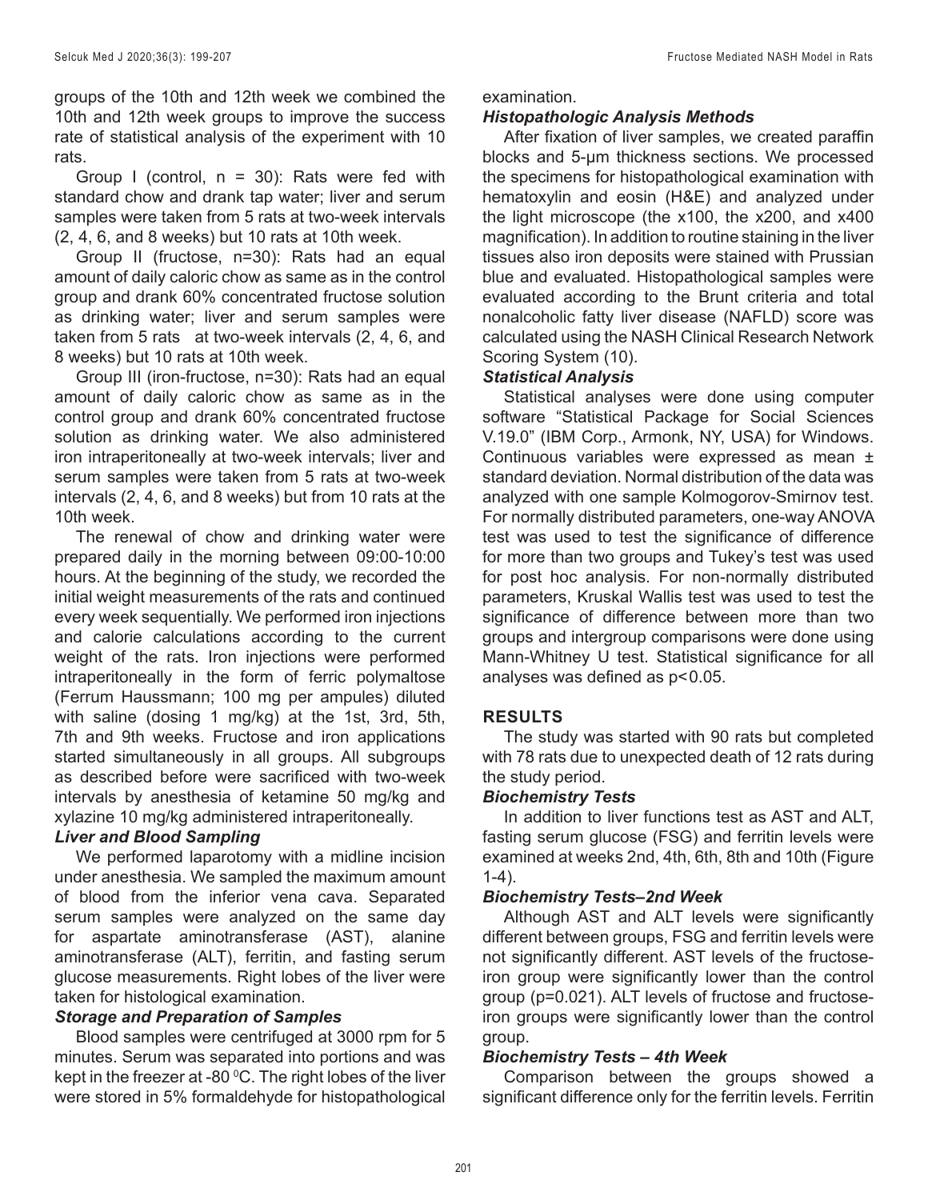groups of the 10th and 12th week we combined the 10th and 12th week groups to improve the success rate of statistical analysis of the experiment with 10 rats.

Group I (control, n = 30): Rats were fed with standard chow and drank tap water; liver and serum samples were taken from 5 rats at two-week intervals (2, 4, 6, and 8 weeks) but 10 rats at 10th week.

Group II (fructose, n=30): Rats had an equal amount of daily caloric chow as same as in the control group and drank 60% concentrated fructose solution as drinking water; liver and serum samples were taken from 5 rats at two-week intervals (2, 4, 6, and 8 weeks) but 10 rats at 10th week.

Group III (iron-fructose, n=30): Rats had an equal amount of daily caloric chow as same as in the control group and drank 60% concentrated fructose solution as drinking water. We also administered iron intraperitoneally at two-week intervals; liver and serum samples were taken from 5 rats at two-week intervals (2, 4, 6, and 8 weeks) but from 10 rats at the 10th week.

The renewal of chow and drinking water were prepared daily in the morning between 09:00-10:00 hours. At the beginning of the study, we recorded the initial weight measurements of the rats and continued every week sequentially. We performed iron injections and calorie calculations according to the current weight of the rats. Iron injections were performed intraperitoneally in the form of ferric polymaltose (Ferrum Haussmann; 100 mg per ampules) diluted with saline (dosing 1 mg/kg) at the 1st, 3rd, 5th, 7th and 9th weeks. Fructose and iron applications started simultaneously in all groups. All subgroups as described before were sacrificed with two-week intervals by anesthesia of ketamine 50 mg/kg and xylazine 10 mg/kg administered intraperitoneally.

### *Liver and Blood Sampling*

We performed laparotomy with a midline incision under anesthesia. We sampled the maximum amount of blood from the inferior vena cava. Separated serum samples were analyzed on the same day for aspartate aminotransferase (AST), alanine aminotransferase (ALT), ferritin, and fasting serum glucose measurements. Right lobes of the liver were taken for histological examination.

### *Storage and Preparation of Samples*

Blood samples were centrifuged at 3000 rpm for 5 minutes. Serum was separated into portions and was kept in the freezer at -80 $^{0}$C. The right lobes of the liver were stored in 5% formaldehyde for histopathological examination.

### *Histopathologic Analysis Methods*

After fixation of liver samples, we created paraffin blocks and 5-μm thickness sections. We processed the specimens for histopathological examination with hematoxylin and eosin (H&E) and analyzed under the light microscope (the x100, the x200, and x400 magnification). In addition to routine staining in the liver tissues also iron deposits were stained with Prussian blue and evaluated. Histopathological samples were evaluated according to the Brunt criteria and total nonalcoholic fatty liver disease (NAFLD) score was calculated using the NASH Clinical Research Network Scoring System (10).

### *Statistical Analysis*

Statistical analyses were done using computer software "Statistical Package for Social Sciences V.19.0" (IBM Corp., Armonk, NY, USA) for Windows. Continuous variables were expressed as mean ± standard deviation. Normal distribution of the data was analyzed with one sample Kolmogorov-Smirnov test. For normally distributed parameters, one-way ANOVA test was used to test the significance of difference for more than two groups and Tukey's test was used for post hoc analysis. For non-normally distributed parameters, Kruskal Wallis test was used to test the significance of difference between more than two groups and intergroup comparisons were done using Mann-Whitney U test. Statistical significance for all analyses was defined as $p<0.05$.

## RESULTS

The study was started with 90 rats but completed with 78 rats due to unexpected death of 12 rats during the study period.

### *Biochemistry Tests*

In addition to liver functions test as AST and ALT, fasting serum glucose (FSG) and ferritin levels were examined at weeks 2nd, 4th, 6th, 8th and 10th (Figure 1-4).

### *Biochemistry Tests–2nd Week*

Although AST and ALT levels were significantly different between groups, FSG and ferritin levels were not significantly different. AST levels of the fructose-iron group were significantly lower than the control group (p=0.021). ALT levels of fructose and fructose-iron groups were significantly lower than the control group.

### *Biochemistry Tests – 4th Week*

Comparison between the groups showed a significant difference only for the ferritin levels. Ferritin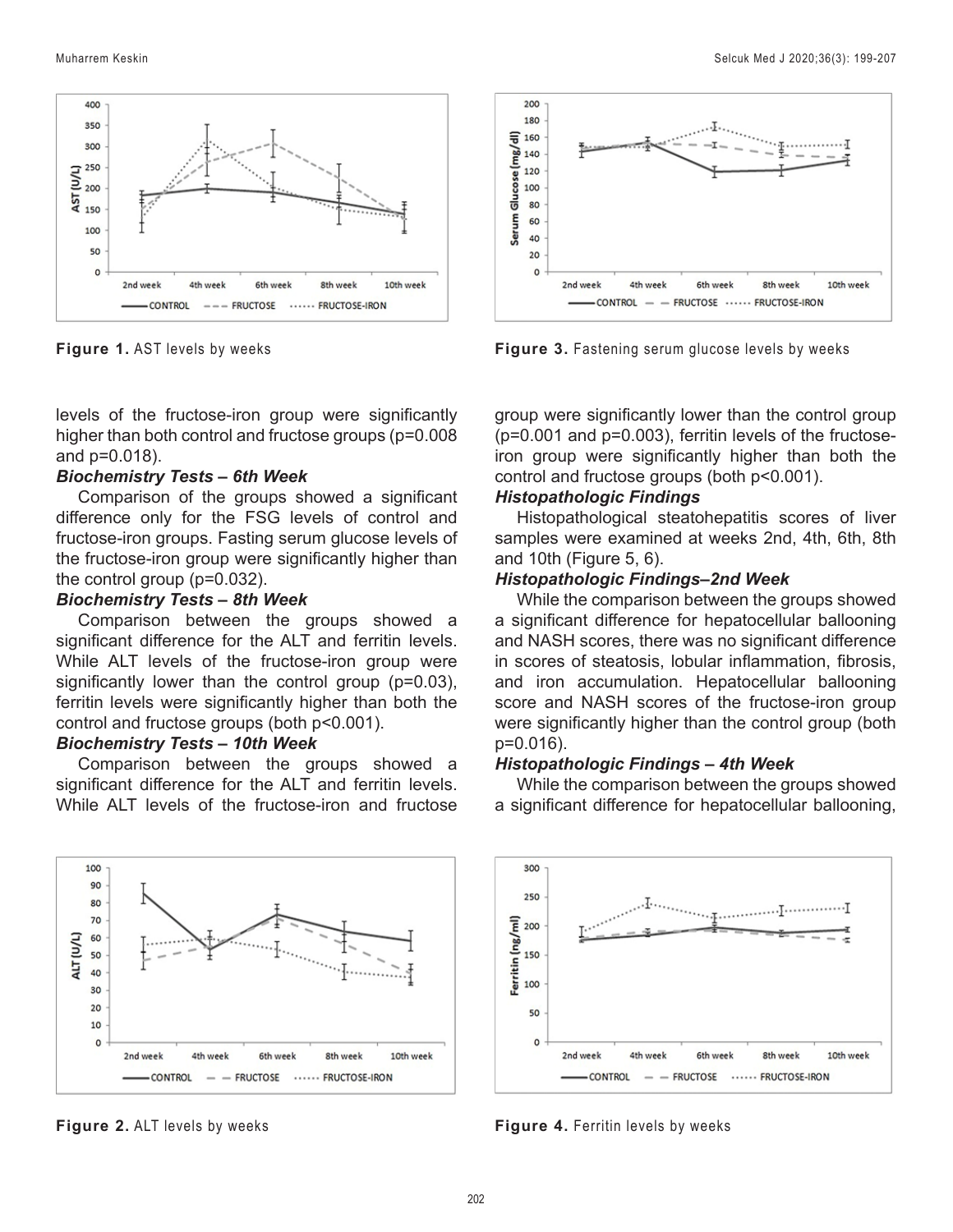Figure 1. AST levels by weeks

Figure 3. Fastening serum glucose levels by weeks

levels of the fructose-iron group were significantly higher than both control and fructose groups (p=0.008 and p=0.018).

***Biochemistry Tests – 6th Week***

Comparison of the groups showed a significant difference only for the FSG levels of control and fructose-iron groups. Fasting serum glucose levels of the fructose-iron group were significantly higher than the control group (p=0.032).

***Biochemistry Tests – 8th Week***

Comparison between the groups showed a significant difference for the ALT and ferritin levels. While ALT levels of the fructose-iron group were significantly lower than the control group (p=0.03), ferritin levels were significantly higher than both the control and fructose groups (both p<0.001).

***Biochemistry Tests – 10th Week***

Comparison between the groups showed a significant difference for the ALT and ferritin levels. While ALT levels of the fructose-iron and fructose group were significantly lower than the control group (p=0.001 and p=0.003), ferritin levels of the fructose-iron group were significantly higher than both the control and fructose groups (both p<0.001).

***Histopathologic Findings***

Histopathological steatohepatitis scores of liver samples were examined at weeks 2nd, 4th, 6th, 8th and 10th (Figure 5, 6).

***Histopathologic Findings–2nd Week***

While the comparison between the groups showed a significant difference for hepatocellular ballooning and NASH scores, there was no significant difference in scores of steatosis, lobular inflammation, fibrosis, and iron accumulation. Hepatocellular ballooning score and NASH scores of the fructose-iron group were significantly higher than the control group (both p=0.016).

***Histopathologic Findings – 4th Week***

While the comparison between the groups showed a significant difference for hepatocellular ballooning,

Figure 2. ALT levels by weeks

Figure 4. Ferritin levels by weeks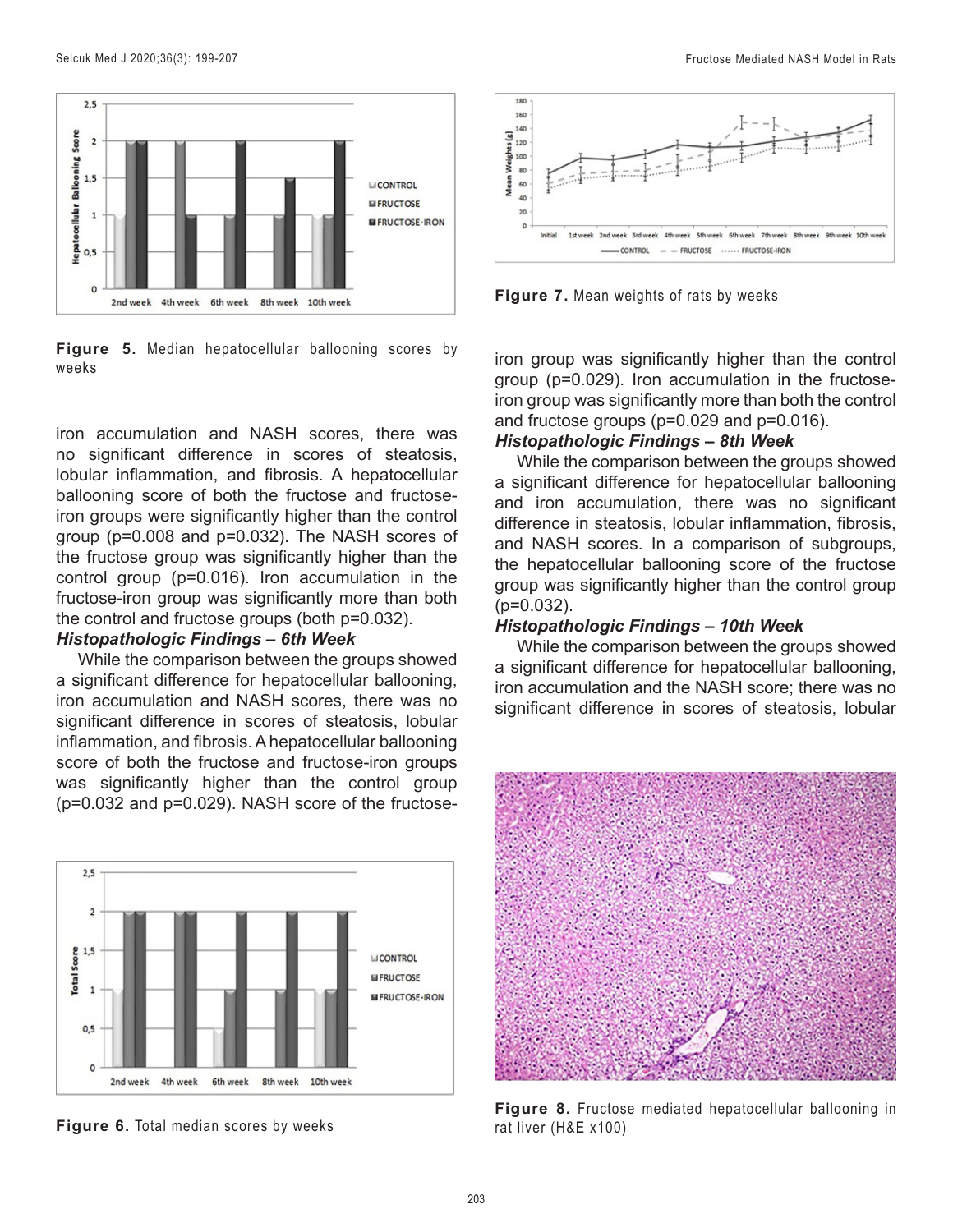Figure 5. Median hepatocellular ballooning scores by weeks

iron accumulation and NASH scores, there was no significant difference in scores of steatosis, lobular inflammation, and fibrosis. A hepatocellular ballooning score of both the fructose and fructose-iron groups were significantly higher than the control group (p=0.008 and p=0.032). The NASH scores of the fructose group was significantly higher than the control group (p=0.016). Iron accumulation in the fructose-iron group was significantly more than both the control and fructose groups (both p=0.032).

***Histopathologic Findings – 6th Week***

While the comparison between the groups showed a significant difference for hepatocellular ballooning, iron accumulation and NASH scores, there was no significant difference in scores of steatosis, lobular inflammation, and fibrosis. A hepatocellular ballooning score of both the fructose and fructose-iron groups was significantly higher than the control group (p=0.032 and p=0.029). NASH score of the fructose-iron group was significantly higher than the control group (p=0.029). Iron accumulation in the fructose-iron group was significantly more than both the control and fructose groups (p=0.029 and p=0.016).

***Histopathologic Findings – 8th Week***

While the comparison between the groups showed a significant difference for hepatocellular ballooning and iron accumulation, there was no significant difference in steatosis, lobular inflammation, fibrosis, and NASH scores. In a comparison of subgroups, the hepatocellular ballooning score of the fructose group was significantly higher than the control group (p=0.032).

***Histopathologic Findings – 10th Week***

While the comparison between the groups showed a significant difference for hepatocellular ballooning, iron accumulation and the NASH score; there was no significant difference in scores of steatosis, lobular

Figure 6. Total median scores by weeks

Figure 7. Mean weights of rats by weeks

Figure 8. Fructose mediated hepatocellular ballooning in rat liver (H&E x100)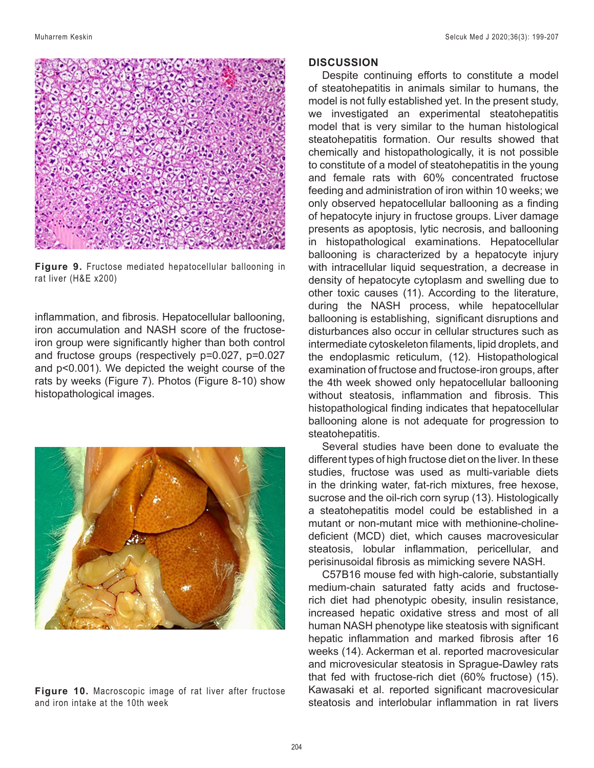Figure 9. Fructose mediated hepatocellular ballooning in rat liver (H&E x200)

inflammation, and fibrosis. Hepatocellular ballooning, iron accumulation and NASH score of the fructose-iron group were significantly higher than both control and fructose groups (respectively p=0.027, p=0.027 and p<0.001). We depicted the weight course of the rats by weeks (Figure 7). Photos (Figure 8-10) show histopathological images.

Figure 10. Macroscopic image of rat liver after fructose and iron intake at the 10th week

## DISCUSSION

Despite continuing efforts to constitute a model of steatohepatitis in animals similar to humans, the model is not fully established yet. In the present study, we investigated an experimental steatohepatitis model that is very similar to the human histological steatohepatitis formation. Our results showed that chemically and histopathologically, it is not possible to constitute of a model of steatohepatitis in the young and female rats with 60% concentrated fructose feeding and administration of iron within 10 weeks; we only observed hepatocellular ballooning as a finding of hepatocyte injury in fructose groups. Liver damage presents as apoptosis, lytic necrosis, and ballooning in histopathological examinations. Hepatocellular ballooning is characterized by a hepatocyte injury with intracellular liquid sequestration, a decrease in density of hepatocyte cytoplasm and swelling due to other toxic causes (11). According to the literature, during the NASH process, while hepatocellular ballooning is establishing, significant disruptions and disturbances also occur in cellular structures such as intermediate cytoskeleton filaments, lipid droplets, and the endoplasmic reticulum, (12). Histopathological examination of fructose and fructose-iron groups, after the 4th week showed only hepatocellular ballooning without steatosis, inflammation and fibrosis. This histopathological finding indicates that hepatocellular ballooning alone is not adequate for progression to steatohepatitis.

Several studies have been done to evaluate the different types of high fructose diet on the liver. In these studies, fructose was used as multi-variable diets in the drinking water, fat-rich mixtures, free hexose, sucrose and the oil-rich corn syrup (13). Histologically a steatohepatitis model could be established in a mutant or non-mutant mice with methionine-choline-deficient (MCD) diet, which causes macrovesicular steatosis, lobular inflammation, pericellular, and perisinusoidal fibrosis as mimicking severe NASH.

C57B16 mouse fed with high-calorie, substantially medium-chain saturated fatty acids and fructose-rich diet had phenotypic obesity, insulin resistance, increased hepatic oxidative stress and most of all human NASH phenotype like steatosis with significant hepatic inflammation and marked fibrosis after 16 weeks (14). Ackerman et al. reported macrovesicular and microvesicular steatosis in Sprague-Dawley rats that fed with fructose-rich diet (60% fructose) (15). Kawasaki et al. reported significant macrovesicular steatosis and interlobular inflammation in rat livers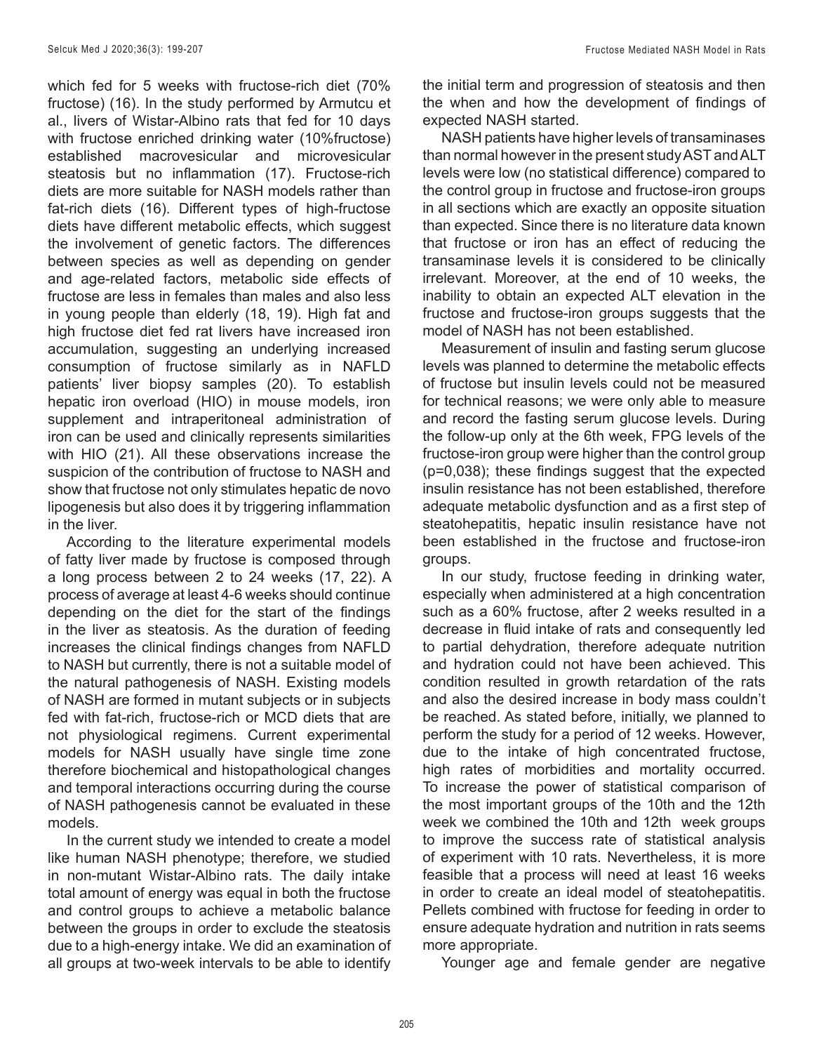which fed for 5 weeks with fructose-rich diet (70% fructose) (16). In the study performed by Armutcu et al., livers of Wistar-Albino rats that fed for 10 days with fructose enriched drinking water (10%fructose) established macrovesicular and microvesicular steatosis but no inflammation (17). Fructose-rich diets are more suitable for NASH models rather than fat-rich diets (16). Different types of high-fructose diets have different metabolic effects, which suggest the involvement of genetic factors. The differences between species as well as depending on gender and age-related factors, metabolic side effects of fructose are less in females than males and also less in young people than elderly (18, 19). High fat and high fructose diet fed rat livers have increased iron accumulation, suggesting an underlying increased consumption of fructose similarly as in NAFLD patients' liver biopsy samples (20). To establish hepatic iron overload (HIO) in mouse models, iron supplement and intraperitoneal administration of iron can be used and clinically represents similarities with HIO (21). All these observations increase the suspicion of the contribution of fructose to NASH and show that fructose not only stimulates hepatic de novo lipogenesis but also does it by triggering inflammation in the liver.

According to the literature experimental models of fatty liver made by fructose is composed through a long process between 2 to 24 weeks (17, 22). A process of average at least 4-6 weeks should continue depending on the diet for the start of the findings in the liver as steatosis. As the duration of feeding increases the clinical findings changes from NAFLD to NASH but currently, there is not a suitable model of the natural pathogenesis of NASH. Existing models of NASH are formed in mutant subjects or in subjects fed with fat-rich, fructose-rich or MCD diets that are not physiological regimens. Current experimental models for NASH usually have single time zone therefore biochemical and histopathological changes and temporal interactions occurring during the course of NASH pathogenesis cannot be evaluated in these models.

In the current study we intended to create a model like human NASH phenotype; therefore, we studied in non-mutant Wistar-Albino rats. The daily intake total amount of energy was equal in both the fructose and control groups to achieve a metabolic balance between the groups in order to exclude the steatosis due to a high-energy intake. We did an examination of all groups at two-week intervals to be able to identify the initial term and progression of steatosis and then the when and how the development of findings of expected NASH started.

NASH patients have higher levels of transaminases than normal however in the present study AST and ALT levels were low (no statistical difference) compared to the control group in fructose and fructose-iron groups in all sections which are exactly an opposite situation than expected. Since there is no literature data known that fructose or iron has an effect of reducing the transaminase levels it is considered to be clinically irrelevant. Moreover, at the end of 10 weeks, the inability to obtain an expected ALT elevation in the fructose and fructose-iron groups suggests that the model of NASH has not been established.

Measurement of insulin and fasting serum glucose levels was planned to determine the metabolic effects of fructose but insulin levels could not be measured for technical reasons; we were only able to measure and record the fasting serum glucose levels. During the follow-up only at the 6th week, FPG levels of the fructose-iron group were higher than the control group ($p=0,038$); these findings suggest that the expected insulin resistance has not been established, therefore adequate metabolic dysfunction and as a first step of steatohepatitis, hepatic insulin resistance have not been established in the fructose and fructose-iron groups.

In our study, fructose feeding in drinking water, especially when administered at a high concentration such as a 60% fructose, after 2 weeks resulted in a decrease in fluid intake of rats and consequently led to partial dehydration, therefore adequate nutrition and hydration could not have been achieved. This condition resulted in growth retardation of the rats and also the desired increase in body mass couldn't be reached. As stated before, initially, we planned to perform the study for a period of 12 weeks. However, due to the intake of high concentrated fructose, high rates of morbidities and mortality occurred. To increase the power of statistical comparison of the most important groups of the 10th and the 12th week we combined the 10th and 12th week groups to improve the success rate of statistical analysis of experiment with 10 rats. Nevertheless, it is more feasible that a process will need at least 16 weeks in order to create an ideal model of steatohepatitis. Pellets combined with fructose for feeding in order to ensure adequate hydration and nutrition in rats seems more appropriate.

Younger age and female gender are negative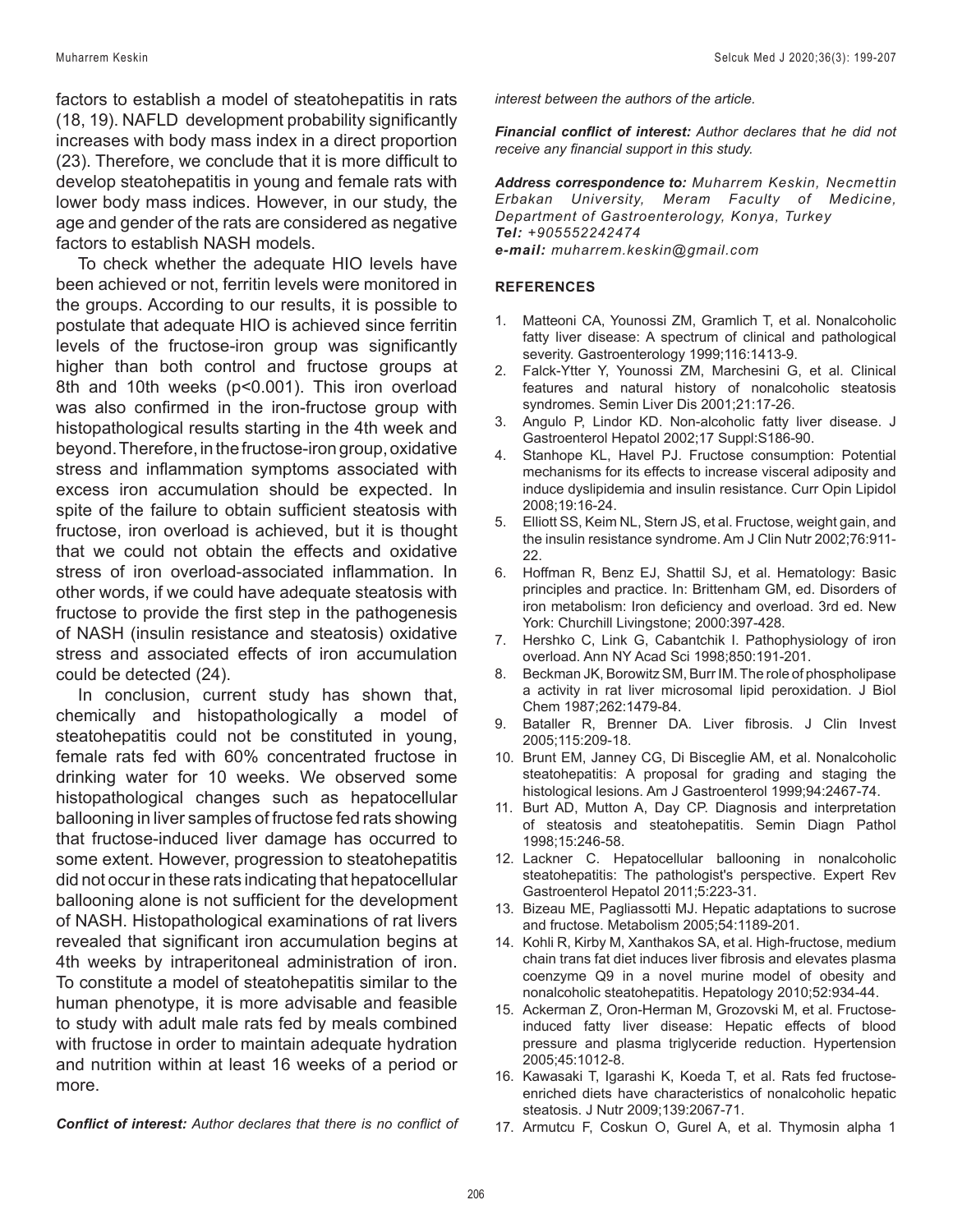factors to establish a model of steatohepatitis in rats (18, 19). NAFLD development probability significantly increases with body mass index in a direct proportion (23). Therefore, we conclude that it is more difficult to develop steatohepatitis in young and female rats with lower body mass indices. However, in our study, the age and gender of the rats are considered as negative factors to establish NASH models.

To check whether the adequate HIO levels have been achieved or not, ferritin levels were monitored in the groups. According to our results, it is possible to postulate that adequate HIO is achieved since ferritin levels of the fructose-iron group was significantly higher than both control and fructose groups at 8th and 10th weeks ($p<0.001$). This iron overload was also confirmed in the iron-fructose group with histopathological results starting in the 4th week and beyond. Therefore, in the fructose-iron group, oxidative stress and inflammation symptoms associated with excess iron accumulation should be expected. In spite of the failure to obtain sufficient steatosis with fructose, iron overload is achieved, but it is thought that we could not obtain the effects and oxidative stress of iron overload-associated inflammation. In other words, if we could have adequate steatosis with fructose to provide the first step in the pathogenesis of NASH (insulin resistance and steatosis) oxidative stress and associated effects of iron accumulation could be detected (24).

In conclusion, current study has shown that, chemically and histopathologically a model of steatohepatitis could not be constituted in young, female rats fed with 60% concentrated fructose in drinking water for 10 weeks. We observed some histopathological changes such as hepatocellular ballooning in liver samples of fructose fed rats showing that fructose-induced liver damage has occurred to some extent. However, progression to steatohepatitis did not occur in these rats indicating that hepatocellular ballooning alone is not sufficient for the development of NASH. Histopathological examinations of rat livers revealed that significant iron accumulation begins at 4th weeks by intraperitoneal administration of iron. To constitute a model of steatohepatitis similar to the human phenotype, it is more advisable and feasible to study with adult male rats fed by meals combined with fructose in order to maintain adequate hydration and nutrition within at least 16 weeks of a period or more.

***Conflict of interest:*** *Author declares that there is no conflict of interest between the authors of the article.*

***Financial conflict of interest:*** *Author declares that he did not receive any financial support in this study.*

***Address correspondence to:*** *Muharrem Keskin, Necmettin Erbakan University, Meram Faculty of Medicine, Department of Gastroenterology, Konya, Turkey*
***Tel:*** *+905552242474*
***e-mail:*** *muharrem.keskin@gmail.com*

## REFERENCES

1. Matteoni CA, Younossi ZM, Gramlich T, et al. Nonalcoholic fatty liver disease: A spectrum of clinical and pathological severity. Gastroenterology 1999;116:1413-9.
2. Falck-Ytter Y, Younossi ZM, Marchesini G, et al. Clinical features and natural history of nonalcoholic steatosis syndromes. Semin Liver Dis 2001;21:17-26.
3. Angulo P, Lindor KD. Non-alcoholic fatty liver disease. J Gastroenterol Hepatol 2002;17 Suppl:S186-90.
4. Stanhope KL, Havel PJ. Fructose consumption: Potential mechanisms for its effects to increase visceral adiposity and induce dyslipidemia and insulin resistance. Curr Opin Lipidol 2008;19:16-24.
5. Elliott SS, Keim NL, Stern JS, et al. Fructose, weight gain, and the insulin resistance syndrome. Am J Clin Nutr 2002;76:911-22.
6. Hoffman R, Benz EJ, Shattil SJ, et al. Hematology: Basic principles and practice. In: Brittenham GM, ed. Disorders of iron metabolism: Iron deficiency and overload. 3rd ed. New York: Churchill Livingstone; 2000:397-428.
7. Hershko C, Link G, Cabantchik I. Pathophysiology of iron overload. Ann NY Acad Sci 1998;850:191-201.
8. Beckman JK, Borowitz SM, Burr IM. The role of phospholipase a activity in rat liver microsomal lipid peroxidation. J Biol Chem 1987;262:1479-84.
9. Bataller R, Brenner DA. Liver fibrosis. J Clin Invest 2005;115:209-18.
10. Brunt EM, Janney CG, Di Bisceglie AM, et al. Nonalcoholic steatohepatitis: A proposal for grading and staging the histological lesions. Am J Gastroenterol 1999;94:2467-74.
11. Burt AD, Mutton A, Day CP. Diagnosis and interpretation of steatosis and steatohepatitis. Semin Diagn Pathol 1998;15:246-58.
12. Lackner C. Hepatocellular ballooning in nonalcoholic steatohepatitis: The pathologist's perspective. Expert Rev Gastroenterol Hepatol 2011;5:223-31.
13. Bizeau ME, Pagliassotti MJ. Hepatic adaptations to sucrose and fructose. Metabolism 2005;54:1189-201.
14. Kohli R, Kirby M, Xanthakos SA, et al. High-fructose, medium chain trans fat diet induces liver fibrosis and elevates plasma coenzyme Q9 in a novel murine model of obesity and nonalcoholic steatohepatitis. Hepatology 2010;52:934-44.
15. Ackerman Z, Oron-Herman M, Grozovski M, et al. Fructose-induced fatty liver disease: Hepatic effects of blood pressure and plasma triglyceride reduction. Hypertension 2005;45:1012-8.
16. Kawasaki T, Igarashi K, Koeda T, et al. Rats fed fructose-enriched diets have characteristics of nonalcoholic hepatic steatosis. J Nutr 2009;139:2067-71.
17. Armutcu F, Coskun O, Gurel A, et al. Thymosin alpha 1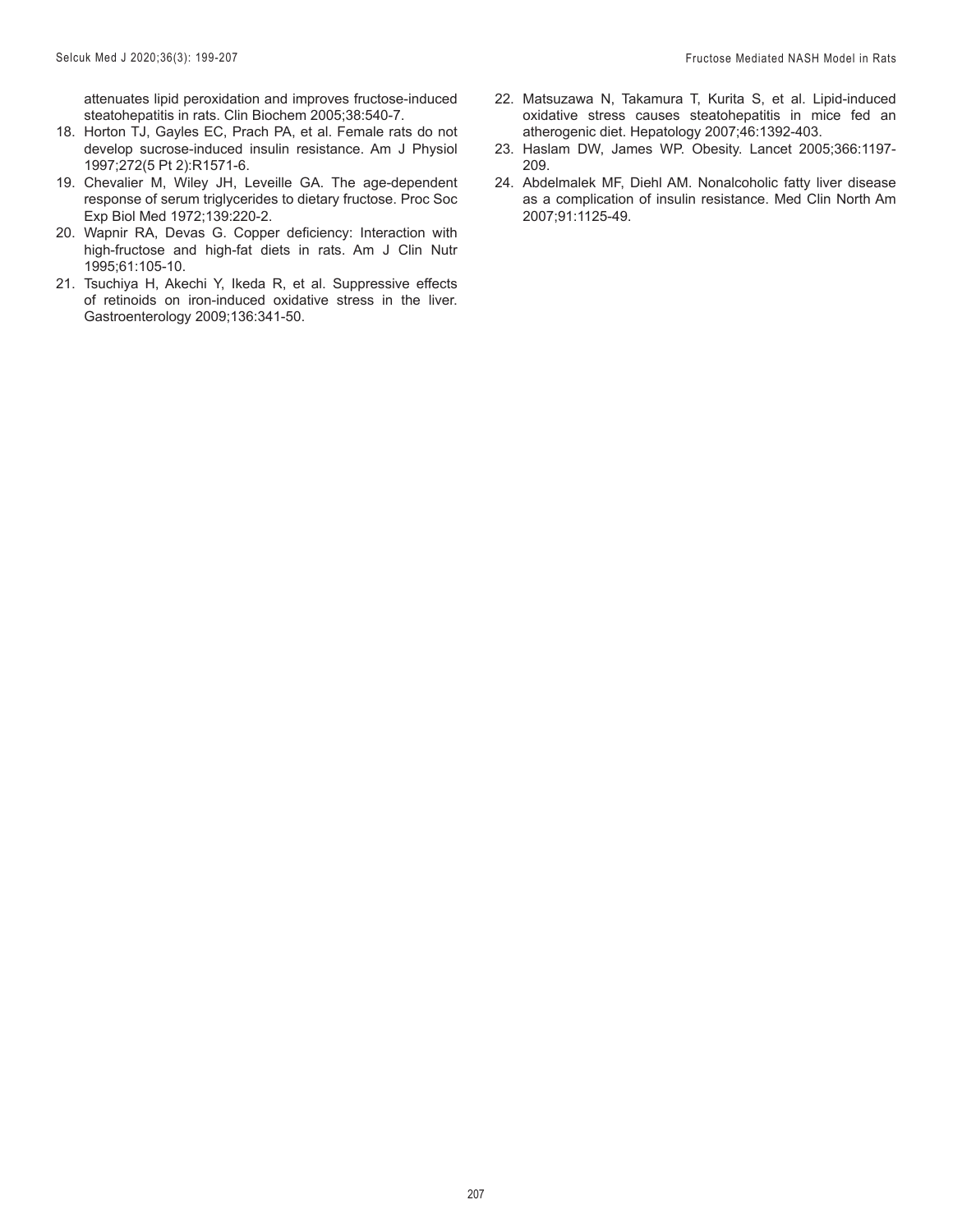attenuates lipid peroxidation and improves fructose-induced steatohepatitis in rats. Clin Biochem 2005;38:540-7.

18. Horton TJ, Gayles EC, Prach PA, et al. Female rats do not develop sucrose-induced insulin resistance. Am J Physiol 1997;272(5 Pt 2):R1571-6.
19. Chevalier M, Wiley JH, Leveille GA. The age-dependent response of serum triglycerides to dietary fructose. Proc Soc Exp Biol Med 1972;139:220-2.
20. Wapnir RA, Devas G. Copper deficiency: Interaction with high-fructose and high-fat diets in rats. Am J Clin Nutr 1995;61:105-10.
21. Tsuchiya H, Akechi Y, Ikeda R, et al. Suppressive effects of retinoids on iron-induced oxidative stress in the liver. Gastroenterology 2009;136:341-50.
22. Matsuzawa N, Takamura T, Kurita S, et al. Lipid-induced oxidative stress causes steatohepatitis in mice fed an atherogenic diet. Hepatology 2007;46:1392-403.
23. Haslam DW, James WP. Obesity. Lancet 2005;366:1197-209.
24. Abdelmalek MF, Diehl AM. Nonalcoholic fatty liver disease as a complication of insulin resistance. Med Clin North Am 2007;91:1125-49.